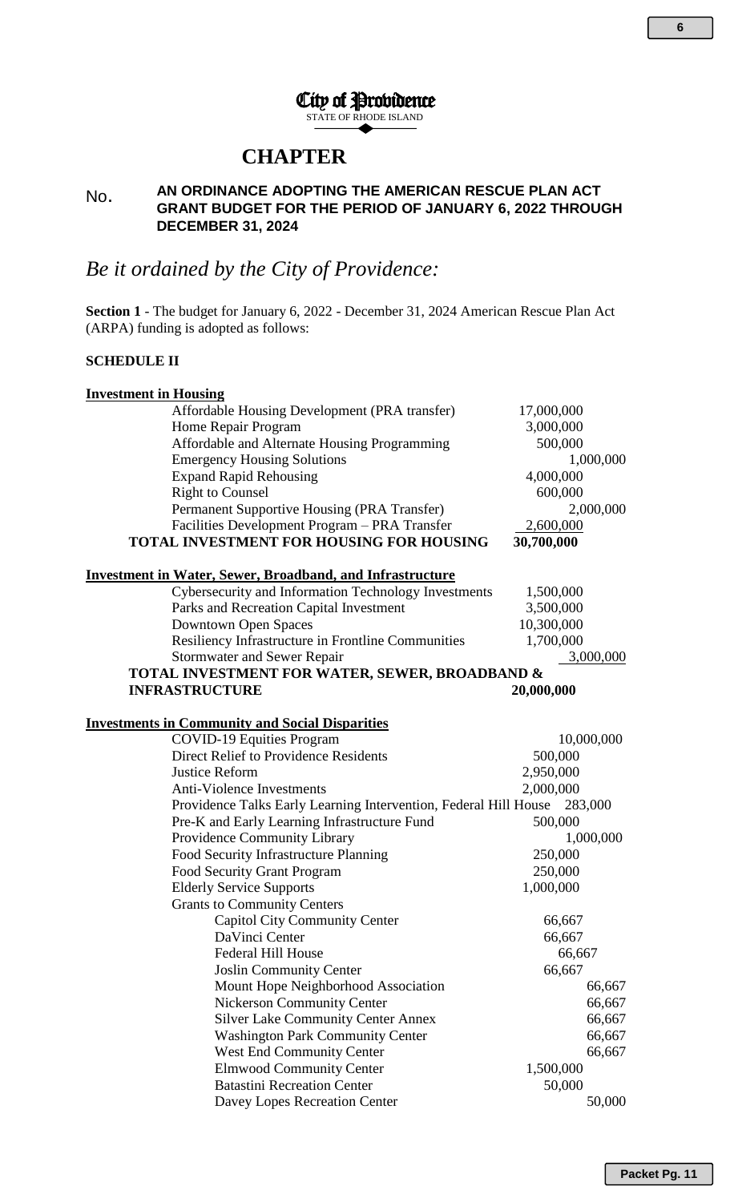City of Providence
STATE OF RHODE ISLAND

# CHAPTER

No. **AN ORDINANCE ADOPTING THE AMERICAN RESCUE PLAN ACT GRANT BUDGET FOR THE PERIOD OF JANUARY 6, 2022 THROUGH DECEMBER 31, 2024**

*Be it ordained by the City of Providence:*

**Section 1** - The budget for January 6, 2022 - December 31, 2024 American Rescue Plan Act (ARPA) funding is adopted as follows:

**SCHEDULE II**

**Investment in Housing**

| | |
|---|---|
| Affordable Housing Development (PRA transfer) | 17,000,000 |
| Home Repair Program | 3,000,000 |
| Affordable and Alternate Housing Programming | 500,000 |
| Emergency Housing Solutions | 1,000,000 |
| Expand Rapid Rehousing | 4,000,000 |
| Right to Counsel | 600,000 |
| Permanent Supportive Housing (PRA Transfer) | 2,000,000 |
| Facilities Development Program – PRA Transfer | 2,600,000 |
| **TOTAL INVESTMENT FOR HOUSING FOR HOUSING** | **30,700,000** |

**Investment in Water, Sewer, Broadband, and Infrastructure**

| | |
|---|---|
| Cybersecurity and Information Technology Investments | 1,500,000 |
| Parks and Recreation Capital Investment | 3,500,000 |
| Downtown Open Spaces | 10,300,000 |
| Resiliency Infrastructure in Frontline Communities | 1,700,000 |
| Stormwater and Sewer Repair | 3,000,000 |
| **TOTAL INVESTMENT FOR WATER, SEWER, BROADBAND & INFRASTRUCTURE** | **20,000,000** |

**Investments in Community and Social Disparities**

| | |
|---|---|
| COVID-19 Equities Program | 10,000,000 |
| Direct Relief to Providence Residents | 500,000 |
| Justice Reform | 2,950,000 |
| Anti-Violence Investments | 2,000,000 |
| Providence Talks Early Learning Intervention, Federal Hill House | 283,000 |
| Pre-K and Early Learning Infrastructure Fund | 500,000 |
| Providence Community Library | 1,000,000 |
| Food Security Infrastructure Planning | 250,000 |
| Food Security Grant Program | 250,000 |
| Elderly Service Supports | 1,000,000 |
| Grants to Community Centers | |
| Capitol City Community Center | 66,667 |
| DaVinci Center | 66,667 |
| Federal Hill House | 66,667 |
| Joslin Community Center | 66,667 |
| Mount Hope Neighborhood Association | 66,667 |
| Nickerson Community Center | 66,667 |
| Silver Lake Community Center Annex | 66,667 |
| Washington Park Community Center | 66,667 |
| West End Community Center | 66,667 |
| Elmwood Community Center | 1,500,000 |
| Batastini Recreation Center | 50,000 |
| Davey Lopes Recreation Center | 50,000 |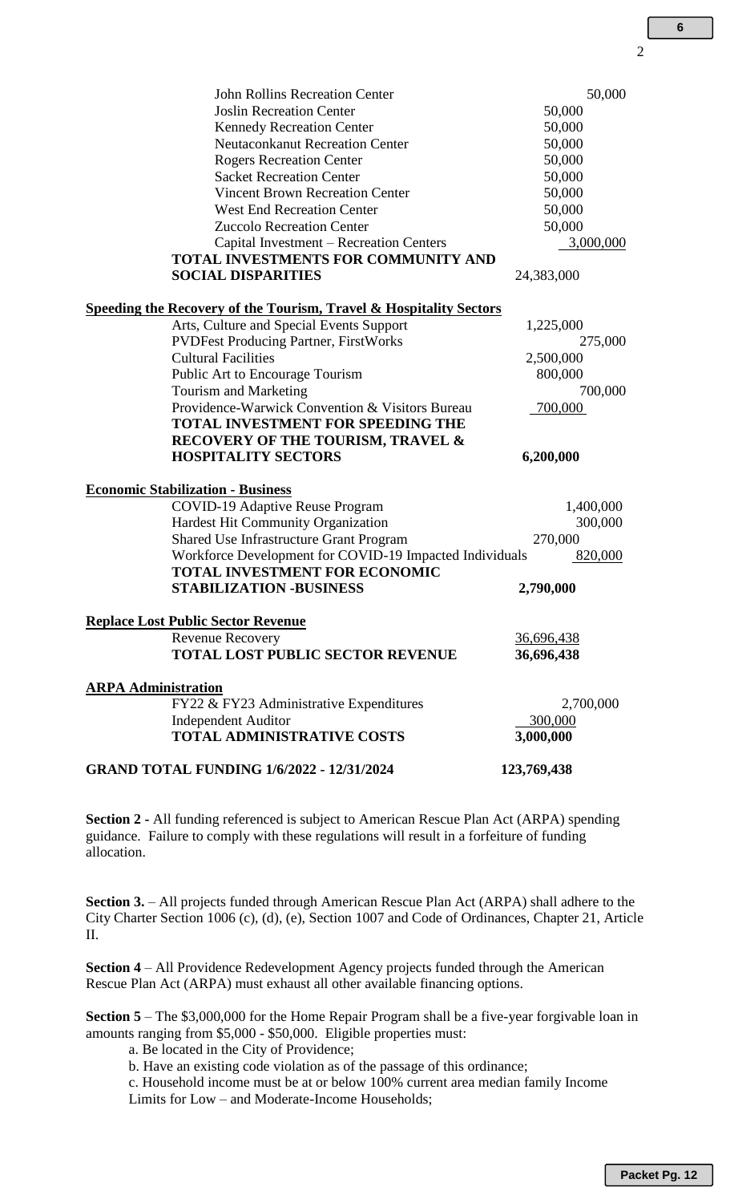| | |
|---|---|
| John Rollins Recreation Center | 50,000 |
| Joslin Recreation Center | 50,000 |
| Kennedy Recreation Center | 50,000 |
| Neutaconkanut Recreation Center | 50,000 |
| Rogers Recreation Center | 50,000 |
| Sacket Recreation Center | 50,000 |
| Vincent Brown Recreation Center | 50,000 |
| West End Recreation Center | 50,000 |
| Zuccolo Recreation Center | 50,000 |
| Capital Investment – Recreation Centers | 3,000,000 |
| **TOTAL INVESTMENTS FOR COMMUNITY AND SOCIAL DISPARITIES** | 24,383,000 |
| **<u>Speeding the Recovery of the Tourism, Travel & Hospitality Sectors</u>** | |
| Arts, Culture and Special Events Support | 1,225,000 |
| PVDFest Producing Partner, FirstWorks | 275,000 |
| Cultural Facilities | 2,500,000 |
| Public Art to Encourage Tourism | 800,000 |
| Tourism and Marketing | 700,000 |
| Providence-Warwick Convention & Visitors Bureau | 700,000 |
| **TOTAL INVESTMENT FOR SPEEDING THE RECOVERY OF THE TOURISM, TRAVEL & HOSPITALITY SECTORS** | **6,200,000** |
| **<u>Economic Stabilization - Business</u>** | |
| COVID-19 Adaptive Reuse Program | 1,400,000 |
| Hardest Hit Community Organization | 300,000 |
| Shared Use Infrastructure Grant Program | 270,000 |
| Workforce Development for COVID-19 Impacted Individuals | 820,000 |
| **TOTAL INVESTMENT FOR ECONOMIC STABILIZATION -BUSINESS** | **2,790,000** |
| **<u>Replace Lost Public Sector Revenue</u>** | |
| Revenue Recovery | 36,696,438 |
| **TOTAL LOST PUBLIC SECTOR REVENUE** | **36,696,438** |
| **<u>ARPA Administration</u>** | |
| FY22 & FY23 Administrative Expenditures | 2,700,000 |
| Independent Auditor | 300,000 |
| **TOTAL ADMINISTRATIVE COSTS** | **3,000,000** |
| **GRAND TOTAL FUNDING 1/6/2022 - 12/31/2024** | **123,769,438** |

**Section 2 -** All funding referenced is subject to American Rescue Plan Act (ARPA) spending guidance. Failure to comply with these regulations will result in a forfeiture of funding allocation.

**Section 3.** – All projects funded through American Rescue Plan Act (ARPA) shall adhere to the City Charter Section 1006 (c), (d), (e), Section 1007 and Code of Ordinances, Chapter 21, Article II.

**Section 4** – All Providence Redevelopment Agency projects funded through the American Rescue Plan Act (ARPA) must exhaust all other available financing options.

**Section 5** – The $3,000,000 for the Home Repair Program shall be a five-year forgivable loan in amounts ranging from $5,000 - $50,000. Eligible properties must:

a. Be located in the City of Providence;
b. Have an existing code violation as of the passage of this ordinance;
c. Household income must be at or below 100% current area median family Income Limits for Low – and Moderate-Income Households;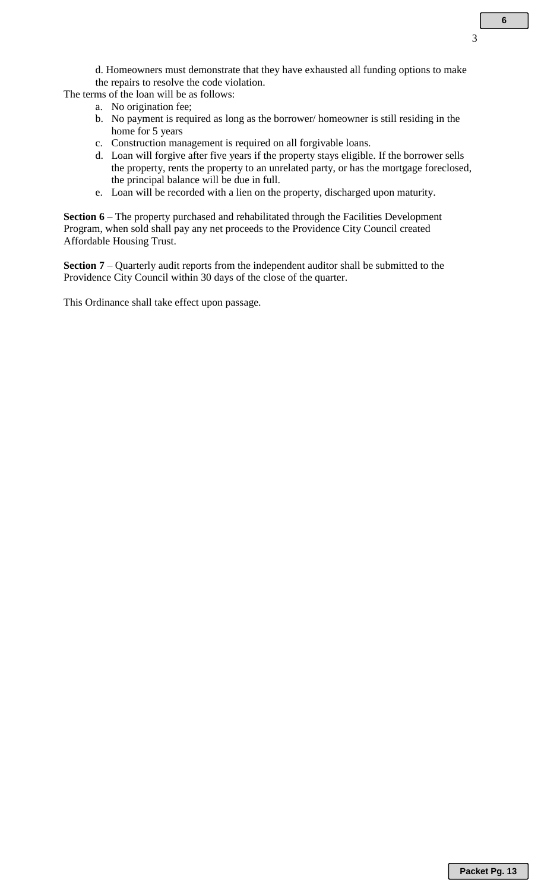d. Homeowners must demonstrate that they have exhausted all funding options to make the repairs to resolve the code violation.

The terms of the loan will be as follows:

a. No origination fee;
b. No payment is required as long as the borrower/ homeowner is still residing in the home for 5 years
c. Construction management is required on all forgivable loans.
d. Loan will forgive after five years if the property stays eligible. If the borrower sells the property, rents the property to an unrelated party, or has the mortgage foreclosed, the principal balance will be due in full.
e. Loan will be recorded with a lien on the property, discharged upon maturity.

**Section 6** – The property purchased and rehabilitated through the Facilities Development Program, when sold shall pay any net proceeds to the Providence City Council created Affordable Housing Trust.

**Section 7** – Quarterly audit reports from the independent auditor shall be submitted to the Providence City Council within 30 days of the close of the quarter.

This Ordinance shall take effect upon passage.